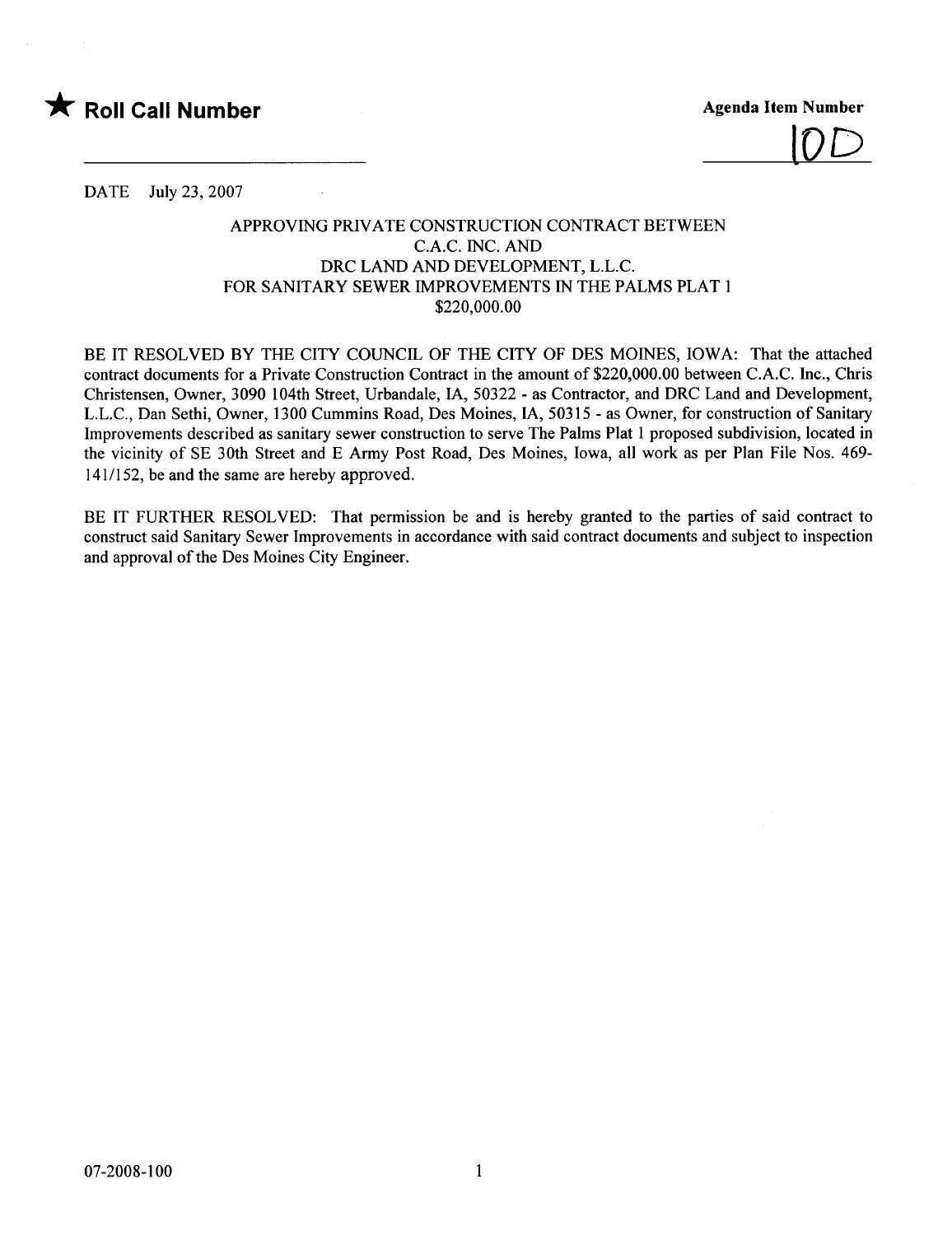★ **Roll Call Number**

**Agenda Item Number**

10D

DATE July 23, 2007

APPROVING PRIVATE CONSTRUCTION CONTRACT BETWEEN
C.A.C. INC. AND
DRC LAND AND DEVELOPMENT, L.L.C.
FOR SANITARY SEWER IMPROVEMENTS IN THE PALMS PLAT 1
$220,000.00

BE IT RESOLVED BY THE CITY COUNCIL OF THE CITY OF DES MOINES, IOWA: That the attached contract documents for a Private Construction Contract in the amount of $220,000.00 between C.A.C. Inc., Chris Christensen, Owner, 3090 104th Street, Urbandale, IA, 50322 - as Contractor, and DRC Land and Development, L.L.C., Dan Sethi, Owner, 1300 Cummins Road, Des Moines, IA, 50315 - as Owner, for construction of Sanitary Improvements described as sanitary sewer construction to serve The Palms Plat 1 proposed subdivision, located in the vicinity of SE 30th Street and E Army Post Road, Des Moines, Iowa, all work as per Plan File Nos. 469-141/152, be and the same are hereby approved.

BE IT FURTHER RESOLVED: That permission be and is hereby granted to the parties of said contract to construct said Sanitary Sewer Improvements in accordance with said contract documents and subject to inspection and approval of the Des Moines City Engineer.

07-2008-100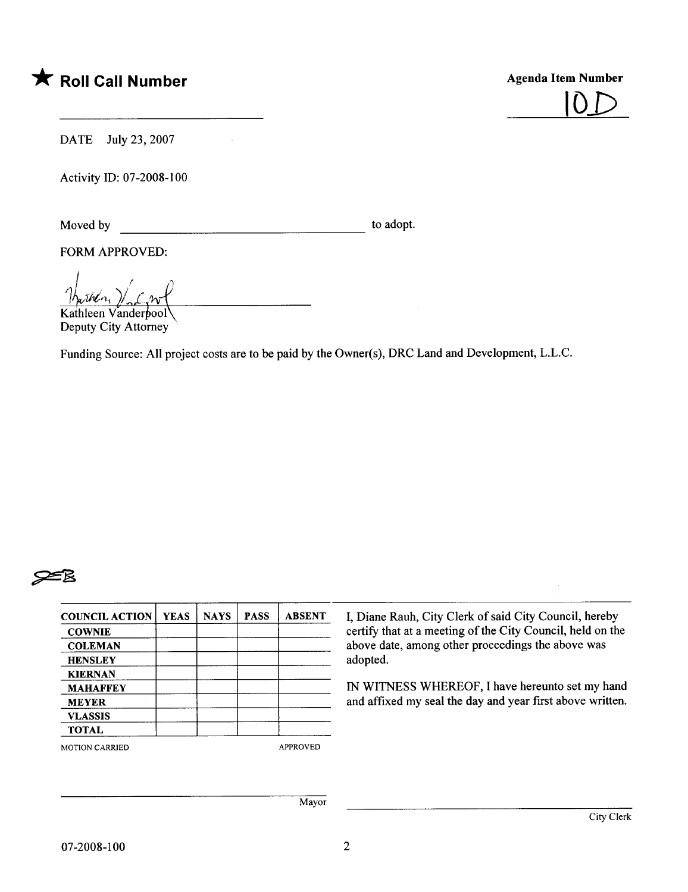★ **Roll Call Number**

**Agenda Item Number**

10D

DATE July 23, 2007

Activity ID: 07-2008-100

Moved by ______________________________ to adopt.

FORM APPROVED:

Kathleen Vanderpool
Deputy City Attorney

Funding Source: All project costs are to be paid by the Owner(s), DRC Land and Development, L.L.C.

| COUNCIL ACTION | YEAS | NAYS | PASS | ABSENT |
|---|---|---|---|---|
| COWNIE | | | | |
| COLEMAN | | | | |
| HENSLEY | | | | |
| KIERNAN | | | | |
| MAHAFFEY | | | | |
| MEYER | | | | |
| VLASSIS | | | | |
| TOTAL | | | | |

MOTION CARRIED APPROVED

I, Diane Rauh, City Clerk of said City Council, hereby certify that at a meeting of the City Council, held on the above date, among other proceedings the above was adopted.

IN WITNESS WHEREOF, I have hereunto set my hand and affixed my seal the day and year first above written.

______________________________
Mayor

______________________________
City Clerk

07-2008-100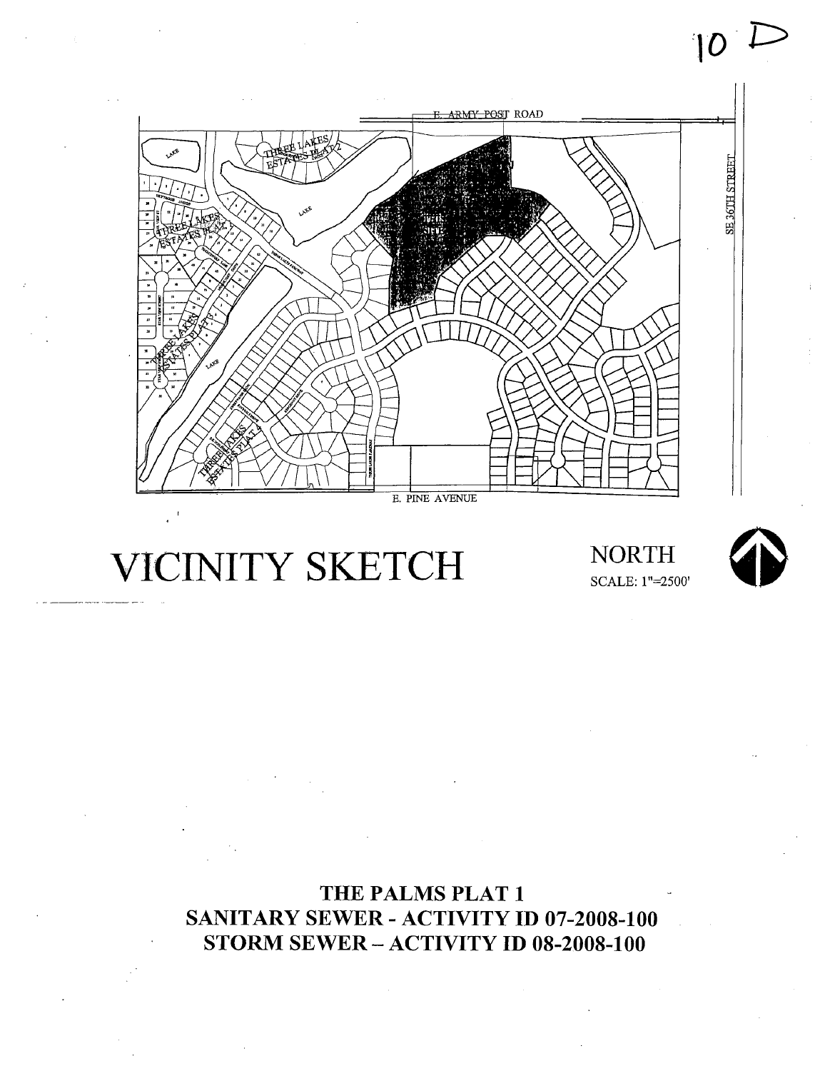10 D

E. ARMY POST ROAD

SE 36TH STREET

E. PINE AVENUE

# VICINITY SKETCH

NORTH
SCALE: 1"=2500'

## THE PALMS PLAT 1
## SANITARY SEWER - ACTIVITY ID 07-2008-100
## STORM SEWER – ACTIVITY ID 08-2008-100